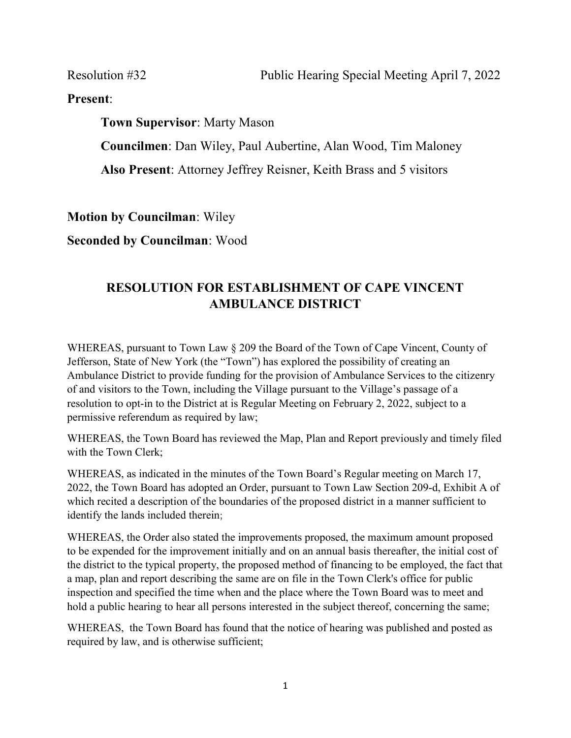Resolution #32 Public Hearing Special Meeting April 7, 2022

**Present**:

**Town Supervisor**: Marty Mason

**Councilmen**: Dan Wiley, Paul Aubertine, Alan Wood, Tim Maloney

**Also Present**: Attorney Jeffrey Reisner, Keith Brass and 5 visitors

**Motion by Councilman**: Wiley

**Seconded by Councilman**: Wood

## RESOLUTION FOR ESTABLISHMENT OF CAPE VINCENT AMBULANCE DISTRICT

WHEREAS, pursuant to Town Law § 209 the Board of the Town of Cape Vincent, County of Jefferson, State of New York (the "Town") has explored the possibility of creating an Ambulance District to provide funding for the provision of Ambulance Services to the citizenry of and visitors to the Town, including the Village pursuant to the Village's passage of a resolution to opt-in to the District at is Regular Meeting on February 2, 2022, subject to a permissive referendum as required by law;

WHEREAS, the Town Board has reviewed the Map, Plan and Report previously and timely filed with the Town Clerk;

WHEREAS, as indicated in the minutes of the Town Board's Regular meeting on March 17, 2022, the Town Board has adopted an Order, pursuant to Town Law Section 209-d, Exhibit A of which recited a description of the boundaries of the proposed district in a manner sufficient to identify the lands included therein;

WHEREAS, the Order also stated the improvements proposed, the maximum amount proposed to be expended for the improvement initially and on an annual basis thereafter, the initial cost of the district to the typical property, the proposed method of financing to be employed, the fact that a map, plan and report describing the same are on file in the Town Clerk's office for public inspection and specified the time when and the place where the Town Board was to meet and hold a public hearing to hear all persons interested in the subject thereof, concerning the same;

WHEREAS, the Town Board has found that the notice of hearing was published and posted as required by law, and is otherwise sufficient;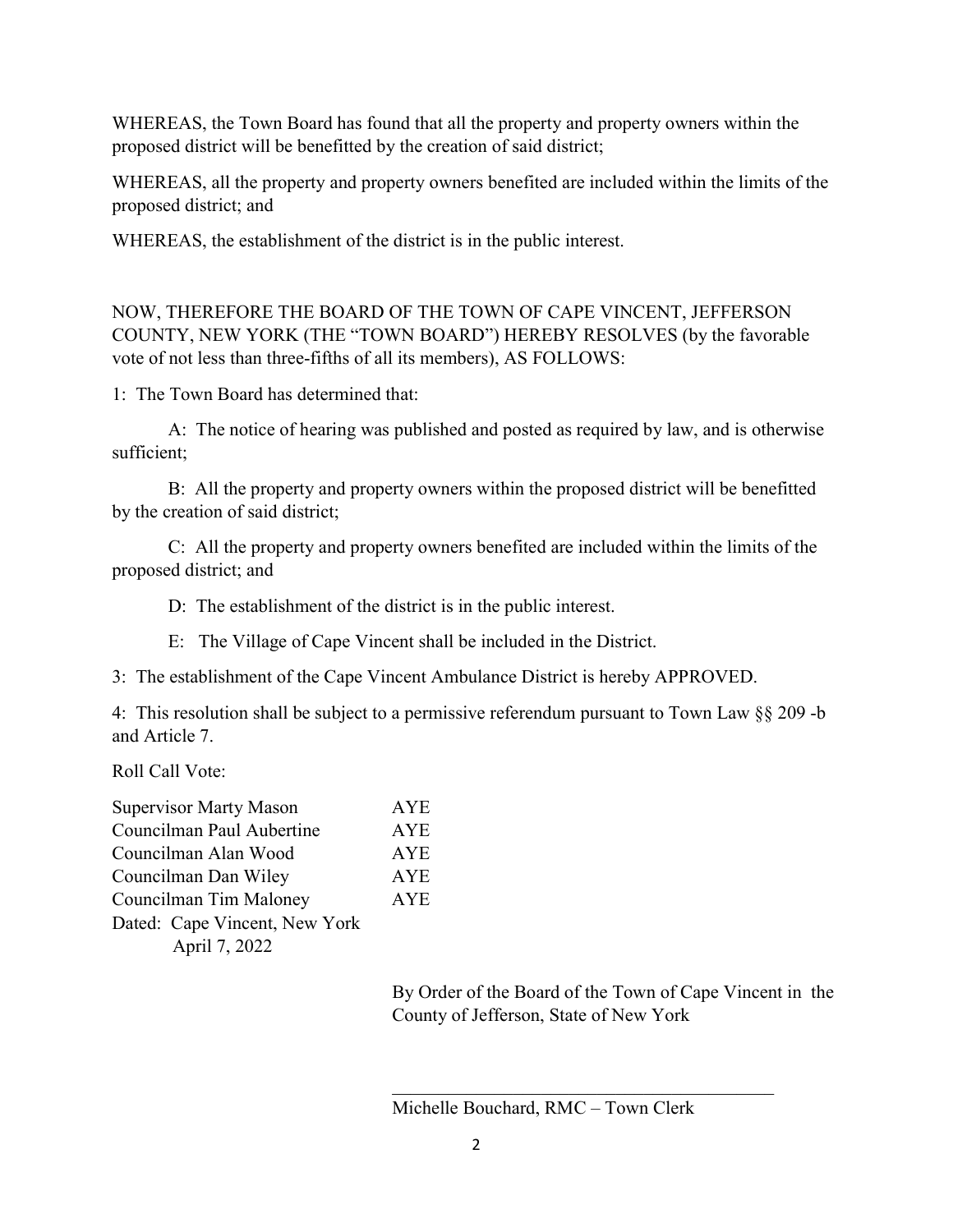WHEREAS, the Town Board has found that all the property and property owners within the proposed district will be benefitted by the creation of said district;

WHEREAS, all the property and property owners benefited are included within the limits of the proposed district; and

WHEREAS, the establishment of the district is in the public interest.

NOW, THEREFORE THE BOARD OF THE TOWN OF CAPE VINCENT, JEFFERSON COUNTY, NEW YORK (THE "TOWN BOARD") HEREBY RESOLVES (by the favorable vote of not less than three-fifths of all its members), AS FOLLOWS:

1: The Town Board has determined that:

A: The notice of hearing was published and posted as required by law, and is otherwise sufficient;

B: All the property and property owners within the proposed district will be benefitted by the creation of said district;

C: All the property and property owners benefited are included within the limits of the proposed district; and

D: The establishment of the district is in the public interest.

E: The Village of Cape Vincent shall be included in the District.

3: The establishment of the Cape Vincent Ambulance District is hereby APPROVED.

4: This resolution shall be subject to a permissive referendum pursuant to Town Law §§ 209 -b and Article 7.

Roll Call Vote:

| | |
|---|---|
| Supervisor Marty Mason | AYE |
| Councilman Paul Aubertine | AYE |
| Councilman Alan Wood | AYE |
| Councilman Dan Wiley | AYE |
| Councilman Tim Maloney | AYE |

Dated: Cape Vincent, New York
April 7, 2022

By Order of the Board of the Town of Cape Vincent in the County of Jefferson, State of New York

\_\_\_\_\_\_\_\_\_\_\_\_\_\_\_\_\_\_\_\_\_\_\_\_\_\_\_\_\_\_\_\_\_\_\_\_\_\_\_\_

Michelle Bouchard, RMC – Town Clerk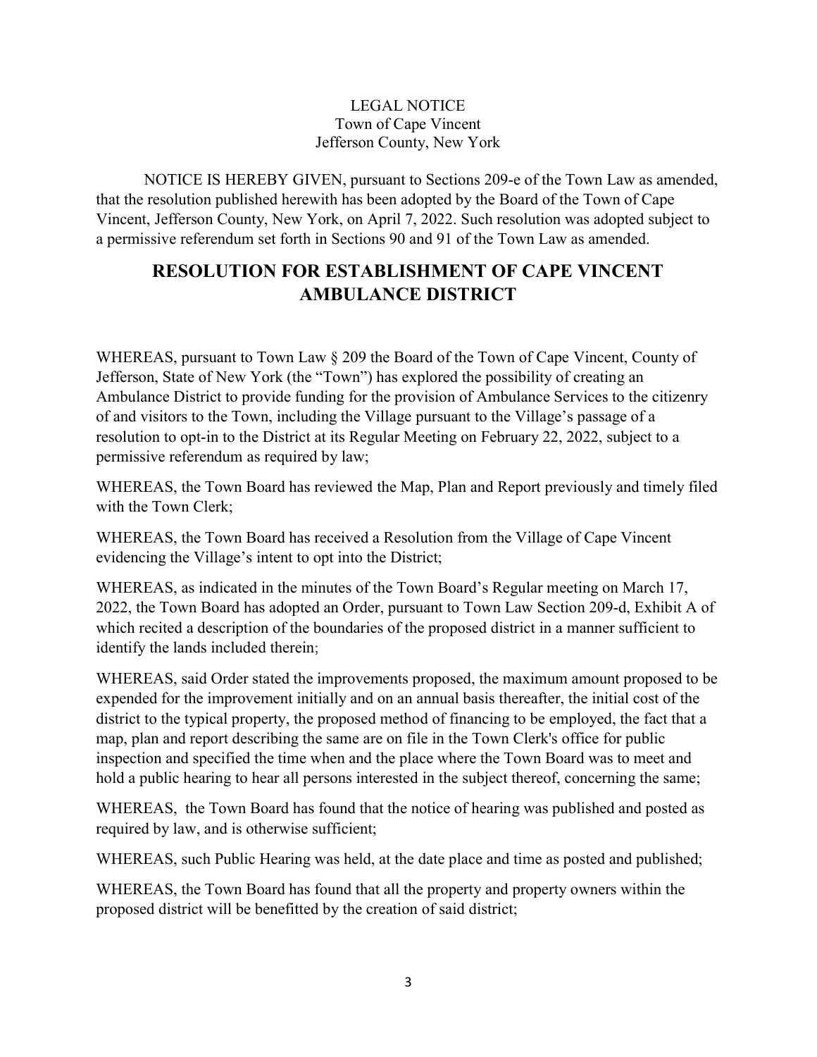LEGAL NOTICE
Town of Cape Vincent
Jefferson County, New York

NOTICE IS HEREBY GIVEN, pursuant to Sections 209-e of the Town Law as amended, that the resolution published herewith has been adopted by the Board of the Town of Cape Vincent, Jefferson County, New York, on April 7, 2022. Such resolution was adopted subject to a permissive referendum set forth in Sections 90 and 91 of the Town Law as amended.

# RESOLUTION FOR ESTABLISHMENT OF CAPE VINCENT AMBULANCE DISTRICT

WHEREAS, pursuant to Town Law § 209 the Board of the Town of Cape Vincent, County of Jefferson, State of New York (the "Town") has explored the possibility of creating an Ambulance District to provide funding for the provision of Ambulance Services to the citizenry of and visitors to the Town, including the Village pursuant to the Village's passage of a resolution to opt-in to the District at its Regular Meeting on February 22, 2022, subject to a permissive referendum as required by law;

WHEREAS, the Town Board has reviewed the Map, Plan and Report previously and timely filed with the Town Clerk;

WHEREAS, the Town Board has received a Resolution from the Village of Cape Vincent evidencing the Village's intent to opt into the District;

WHEREAS, as indicated in the minutes of the Town Board's Regular meeting on March 17, 2022, the Town Board has adopted an Order, pursuant to Town Law Section 209-d, Exhibit A of which recited a description of the boundaries of the proposed district in a manner sufficient to identify the lands included therein;

WHEREAS, said Order stated the improvements proposed, the maximum amount proposed to be expended for the improvement initially and on an annual basis thereafter, the initial cost of the district to the typical property, the proposed method of financing to be employed, the fact that a map, plan and report describing the same are on file in the Town Clerk's office for public inspection and specified the time when and the place where the Town Board was to meet and hold a public hearing to hear all persons interested in the subject thereof, concerning the same;

WHEREAS, the Town Board has found that the notice of hearing was published and posted as required by law, and is otherwise sufficient;

WHEREAS, such Public Hearing was held, at the date place and time as posted and published;

WHEREAS, the Town Board has found that all the property and property owners within the proposed district will be benefitted by the creation of said district;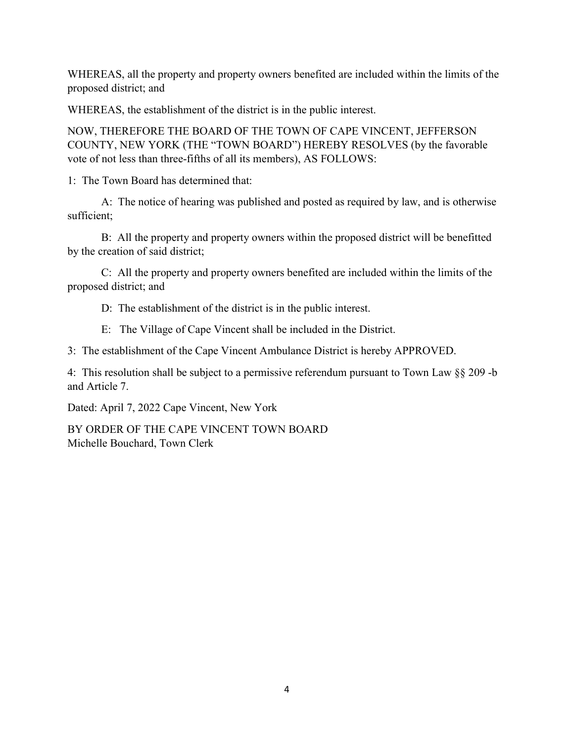WHEREAS, all the property and property owners benefited are included within the limits of the proposed district; and

WHEREAS, the establishment of the district is in the public interest.

NOW, THEREFORE THE BOARD OF THE TOWN OF CAPE VINCENT, JEFFERSON COUNTY, NEW YORK (THE "TOWN BOARD") HEREBY RESOLVES (by the favorable vote of not less than three-fifths of all its members), AS FOLLOWS:

1: The Town Board has determined that:

A: The notice of hearing was published and posted as required by law, and is otherwise sufficient;

B: All the property and property owners within the proposed district will be benefitted by the creation of said district;

C: All the property and property owners benefited are included within the limits of the proposed district; and

D: The establishment of the district is in the public interest.

E: The Village of Cape Vincent shall be included in the District.

3: The establishment of the Cape Vincent Ambulance District is hereby APPROVED.

4: This resolution shall be subject to a permissive referendum pursuant to Town Law §§ 209 -b and Article 7.

Dated: April 7, 2022 Cape Vincent, New York

BY ORDER OF THE CAPE VINCENT TOWN BOARD
Michelle Bouchard, Town Clerk